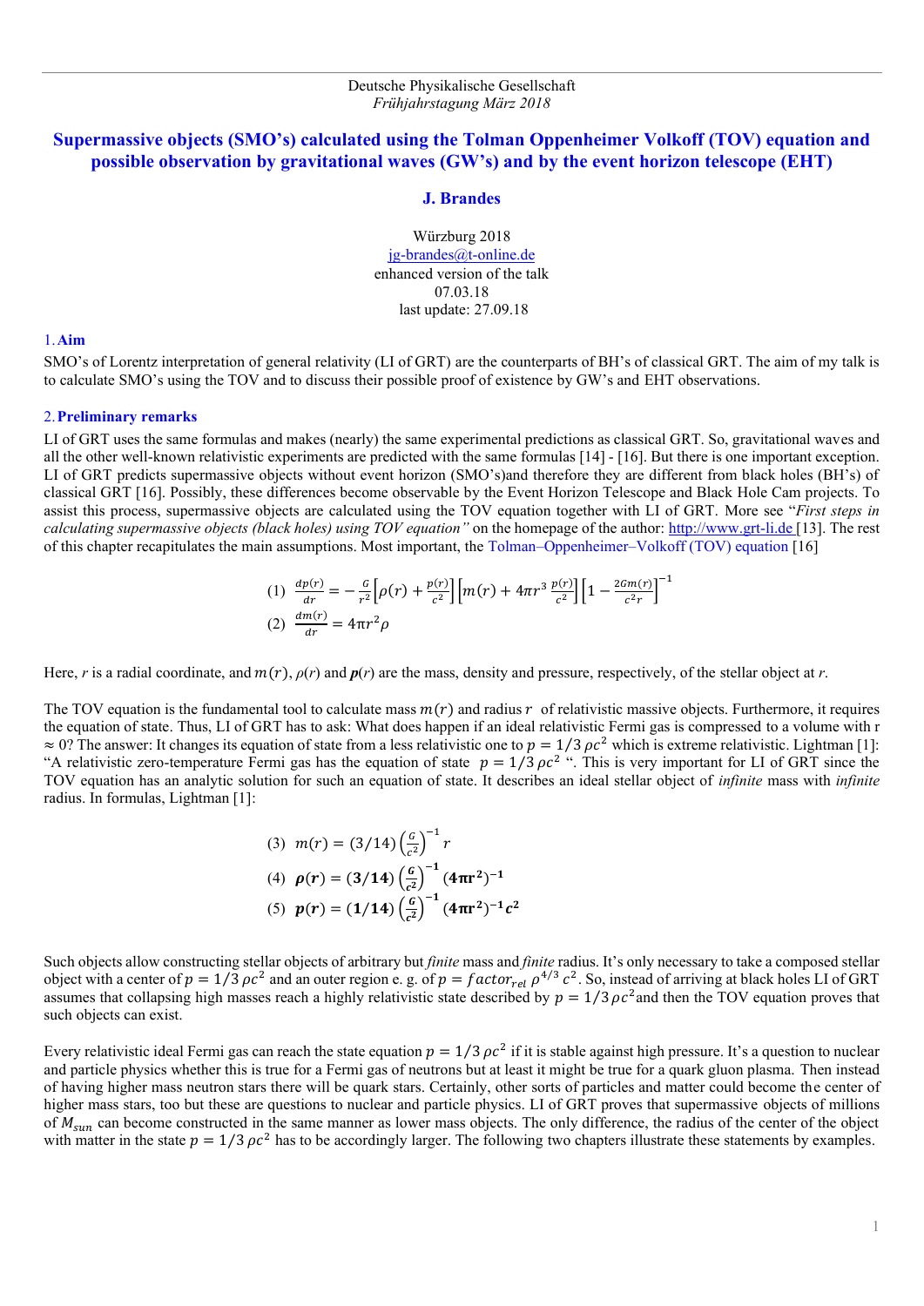Deutsche Physikalische Gesellschaft
*Frühjahrstagung März 2018*

# Supermassive objects (SMO's) calculated using the Tolman Oppenheimer Volkoff (TOV) equation and possible observation by gravitational waves (GW's) and by the event horizon telescope (EHT)

**J. Brandes**

Würzburg 2018
jg-brandes@t-online.de
enhanced version of the talk
07.03.18
last update: 27.09.18

## 1. Aim

SMO's of Lorentz interpretation of general relativity (LI of GRT) are the counterparts of BH's of classical GRT. The aim of my talk is to calculate SMO's using the TOV and to discuss their possible proof of existence by GW's and EHT observations.

## 2. Preliminary remarks

LI of GRT uses the same formulas and makes (nearly) the same experimental predictions as classical GRT. So, gravitational waves and all the other well-known relativistic experiments are predicted with the same formulas [14] - [16]. But there is one important exception. LI of GRT predicts supermassive objects without event horizon (SMO's)and therefore they are different from black holes (BH's) of classical GRT [16]. Possibly, these differences become observable by the Event Horizon Telescope and Black Hole Cam projects. To assist this process, supermassive objects are calculated using the TOV equation together with LI of GRT. More see "*First steps in calculating supermassive objects (black holes) using TOV equation"* on the homepage of the author: http://www.grt-li.de [13]. The rest of this chapter recapitulates the main assumptions. Most important, the Tolman–Oppenheimer–Volkoff (TOV) equation [16]

$$(1)\quad \frac{dp(r)}{dr} = -\frac{G}{r^2}\left[\rho(r) + \frac{p(r)}{c^2}\right]\left[m(r) + 4\pi r^3 \frac{p(r)}{c^2}\right]\left[1 - \frac{2Gm(r)}{c^2 r}\right]^{-1}$$

$$(2)\quad \frac{dm(r)}{dr} = 4\pi r^2 \rho$$

Here, $r$ is a radial coordinate, and $m(r)$, $\rho(r)$ and $\boldsymbol{p}(r)$ are the mass, density and pressure, respectively, of the stellar object at $r$.

The TOV equation is the fundamental tool to calculate mass $m(r)$ and radius $r$ of relativistic massive objects. Furthermore, it requires the equation of state. Thus, LI of GRT has to ask: What does happen if an ideal relativistic Fermi gas is compressed to a volume with r ≈ 0? The answer: It changes its equation of state from a less relativistic one to $p = 1/3\,\rho c^2$ which is extreme relativistic. Lightman [1]: "A relativistic zero-temperature Fermi gas has the equation of state $p = 1/3\,\rho c^2$ ". This is very important for LI of GRT since the TOV equation has an analytic solution for such an equation of state. It describes an ideal stellar object of *infinite* mass with *infinite* radius. In formulas, Lightman [1]:

$$(3)\quad m(r) = (3/14)\left(\frac{G}{c^2}\right)^{-1} r$$

$$(4)\quad \boldsymbol{\rho(r) = (3/14)\left(\frac{G}{c^2}\right)^{-1}(4\pi r^2)^{-1}}$$

$$(5)\quad \boldsymbol{p(r) = (1/14)\left(\frac{G}{c^2}\right)^{-1}(4\pi r^2)^{-1} c^2}$$

Such objects allow constructing stellar objects of arbitrary but *finite* mass and *finite* radius. It's only necessary to take a composed stellar object with a center of $p = 1/3\,\rho c^2$ and an outer region e. g. of $p = factor_{rel}\,\rho^{4/3}\,c^2$. So, instead of arriving at black holes LI of GRT assumes that collapsing high masses reach a highly relativistic state described by $p = 1/3\,\rho c^2$and then the TOV equation proves that such objects can exist.

Every relativistic ideal Fermi gas can reach the state equation $p = 1/3\,\rho c^2$ if it is stable against high pressure. It's a question to nuclear and particle physics whether this is true for a Fermi gas of neutrons but at least it might be true for a quark gluon plasma. Then instead of having higher mass neutron stars there will be quark stars. Certainly, other sorts of particles and matter could become the center of higher mass stars, too but these are questions to nuclear and particle physics. LI of GRT proves that supermassive objects of millions of $M_{sun}$ can become constructed in the same manner as lower mass objects. The only difference, the radius of the center of the object with matter in the state $p = 1/3\,\rho c^2$ has to be accordingly larger. The following two chapters illustrate these statements by examples.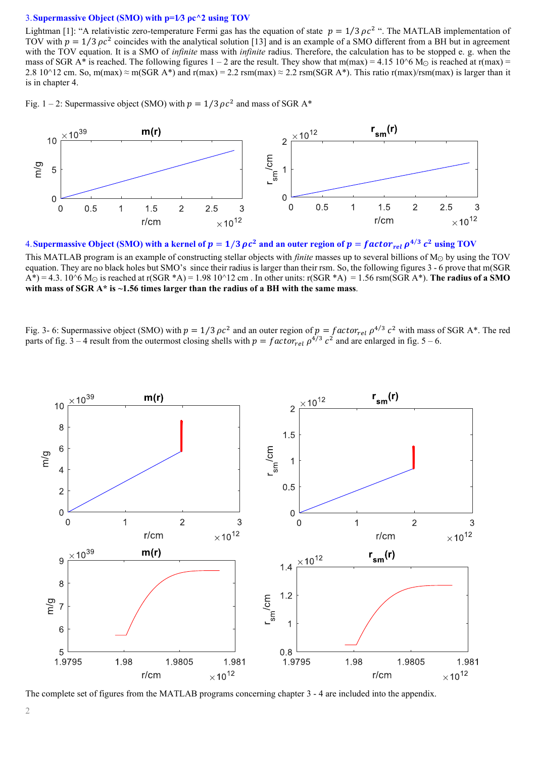### 3. Supermassive Object (SMO) with p=1⁄3 ρc^2 using TOV

Lightman [1]: "A relativistic zero-temperature Fermi gas has the equation of state $p = 1/3\, \rho c^2$ ". The MATLAB implementation of TOV with $p = 1/3\, \rho c^2$ coincides with the analytical solution [13] and is an example of a SMO different from a BH but in agreement with the TOV equation. It is a SMO of *infinite* mass with *infinite* radius. Therefore, the calculation has to be stopped e. g. when the mass of SGR A* is reached. The following figures 1 – 2 are the result. They show that m(max) = 4.15 10^6 M⊙ is reached at r(max) = 2.8 10^12 cm. So, m(max) ≈ m(SGR A*) and r(max) = 2.2 rsm(max) ≈ 2.2 rsm(SGR A*). This ratio r(max)/rsm(max) is larger than it is in chapter 4.

Fig. 1 – 2: Supermassive object (SMO) with $p = 1/3\, \rho c^2$ and mass of SGR A*

### 4. Supermassive Object (SMO) with a kernel of $p = 1/3\, \rho c^2$ and an outer region of $p = factor_{rel}\, \rho^{4/3}\, c^2$ using TOV

This MATLAB program is an example of constructing stellar objects with *finite* masses up to several billions of M⊙ by using the TOV equation. They are no black holes but SMO's since their radius is larger than their rsm. So, the following figures 3 - 6 prove that m(SGR A*) = 4.3. 10^6 M⊙ is reached at r(SGR *A) = 1.98 10^12 cm . In other units: r(SGR *A) = 1.56 rsm(SGR A*). **The radius of a SMO with mass of SGR A* is ~1.56 times larger than the radius of a BH with the same mass**.

Fig. 3- 6: Supermassive object (SMO) with $p = 1/3\, \rho c^2$ and an outer region of $p = factor_{rel}\, \rho^{4/3}\, c^2$ with mass of SGR A*. The red parts of fig. 3 – 4 result from the outermost closing shells with $p = factor_{rel}\, \rho^{4/3}\, c^2$ and are enlarged in fig. 5 – 6.

The complete set of figures from the MATLAB programs concerning chapter 3 - 4 are included into the appendix.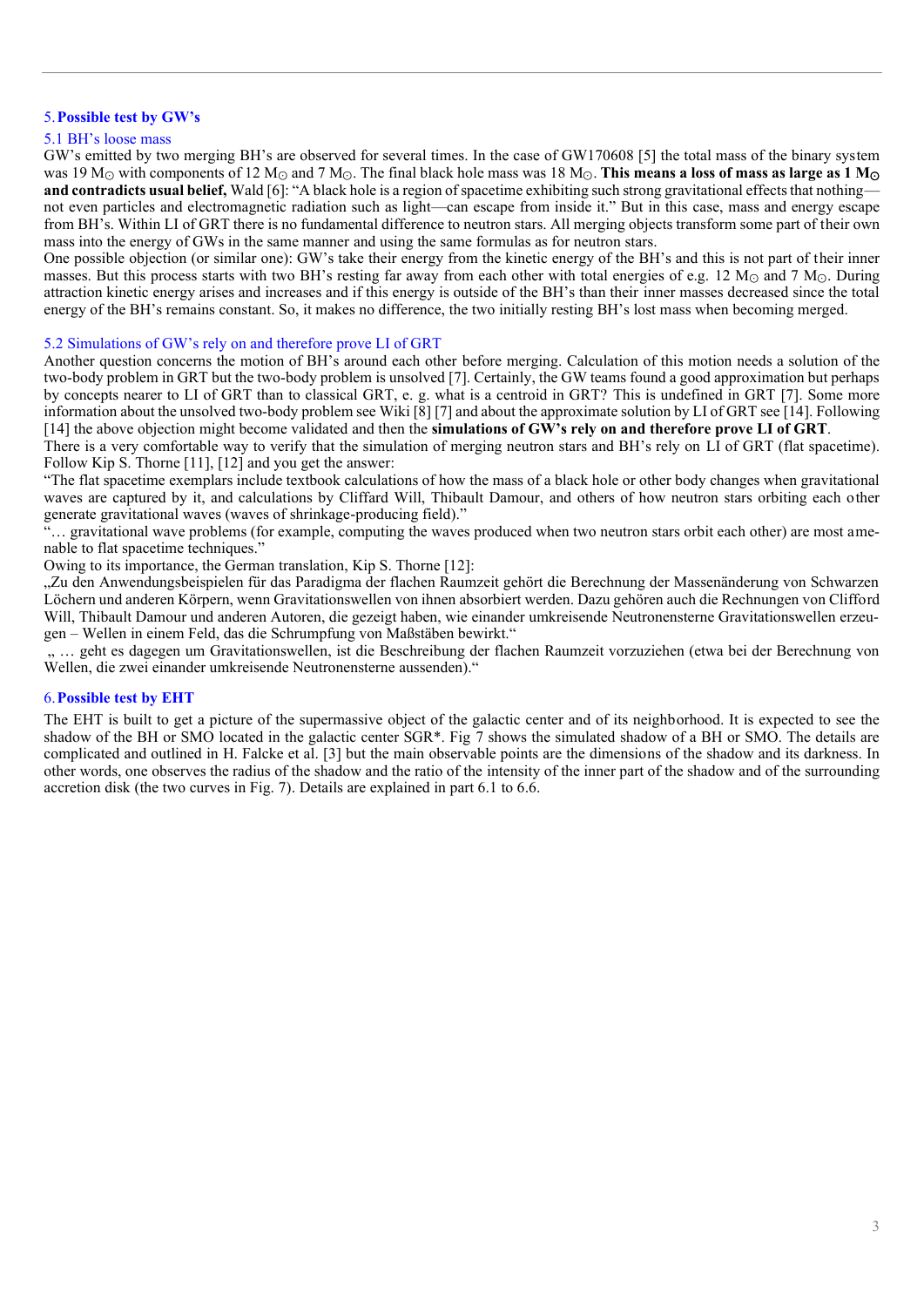## 5. Possible test by GW's

### 5.1 BH's loose mass

GW's emitted by two merging BH's are observed for several times. In the case of GW170608 [5] the total mass of the binary system was 19 $M_\odot$ with components of 12 $M_\odot$ and 7 $M_\odot$. The final black hole mass was 18 $M_\odot$. **This means a loss of mass as large as 1 $M_\odot$ and contradicts usual belief,** Wald [6]: "A black hole is a region of spacetime exhibiting such strong gravitational effects that nothing—not even particles and electromagnetic radiation such as light—can escape from inside it." But in this case, mass and energy escape from BH's. Within LI of GRT there is no fundamental difference to neutron stars. All merging objects transform some part of their own mass into the energy of GWs in the same manner and using the same formulas as for neutron stars.

One possible objection (or similar one): GW's take their energy from the kinetic energy of the BH's and this is not part of their inner masses. But this process starts with two BH's resting far away from each other with total energies of e.g. 12 $M_\odot$ and 7 $M_\odot$. During attraction kinetic energy arises and increases and if this energy is outside of the BH's than their inner masses decreased since the total energy of the BH's remains constant. So, it makes no difference, the two initially resting BH's lost mass when becoming merged.

### 5.2 Simulations of GW's rely on and therefore prove LI of GRT

Another question concerns the motion of BH's around each other before merging. Calculation of this motion needs a solution of the two-body problem in GRT but the two-body problem is unsolved [7]. Certainly, the GW teams found a good approximation but perhaps by concepts nearer to LI of GRT than to classical GRT, e. g. what is a centroid in GRT? This is undefined in GRT [7]. Some more information about the unsolved two-body problem see Wiki [8] [7] and about the approximate solution by LI of GRT see [14]. Following [14] the above objection might become validated and then the **simulations of GW's rely on and therefore prove LI of GRT**.

There is a very comfortable way to verify that the simulation of merging neutron stars and BH's rely on LI of GRT (flat spacetime). Follow Kip S. Thorne [11], [12] and you get the answer:

"The flat spacetime exemplars include textbook calculations of how the mass of a black hole or other body changes when gravitational waves are captured by it, and calculations by Cliffard Will, Thibault Damour, and others of how neutron stars orbiting each other generate gravitational waves (waves of shrinkage-producing field)."

"… gravitational wave problems (for example, computing the waves produced when two neutron stars orbit each other) are most amenable to flat spacetime techniques."

Owing to its importance, the German translation, Kip S. Thorne [12]:

„Zu den Anwendungsbeispielen für das Paradigma der flachen Raumzeit gehört die Berechnung der Massenänderung von Schwarzen Löchern und anderen Körpern, wenn Gravitationswellen von ihnen absorbiert werden. Dazu gehören auch die Rechnungen von Clifford Will, Thibault Damour und anderen Autoren, die gezeigt haben, wie einander umkreisende Neutronensterne Gravitationswellen erzeugen – Wellen in einem Feld, die das Schrumpfung von Maßstäben bewirkt."

„ … geht es dagegen um Gravitationswellen, ist die Beschreibung der flachen Raumzeit vorzuziehen (etwa bei der Berechnung von Wellen, die zwei einander umkreisende Neutronensterne aussenden)."

## 6. Possible test by EHT

The EHT is built to get a picture of the supermassive object of the galactic center and of its neighborhood. It is expected to see the shadow of the BH or SMO located in the galactic center SGR*. Fig 7 shows the simulated shadow of a BH or SMO. The details are complicated and outlined in H. Falcke et al. [3] but the main observable points are the dimensions of the shadow and its darkness. In other words, one observes the radius of the shadow and the ratio of the intensity of the inner part of the shadow and of the surrounding accretion disk (the two curves in Fig. 7). Details are explained in part 6.1 to 6.6.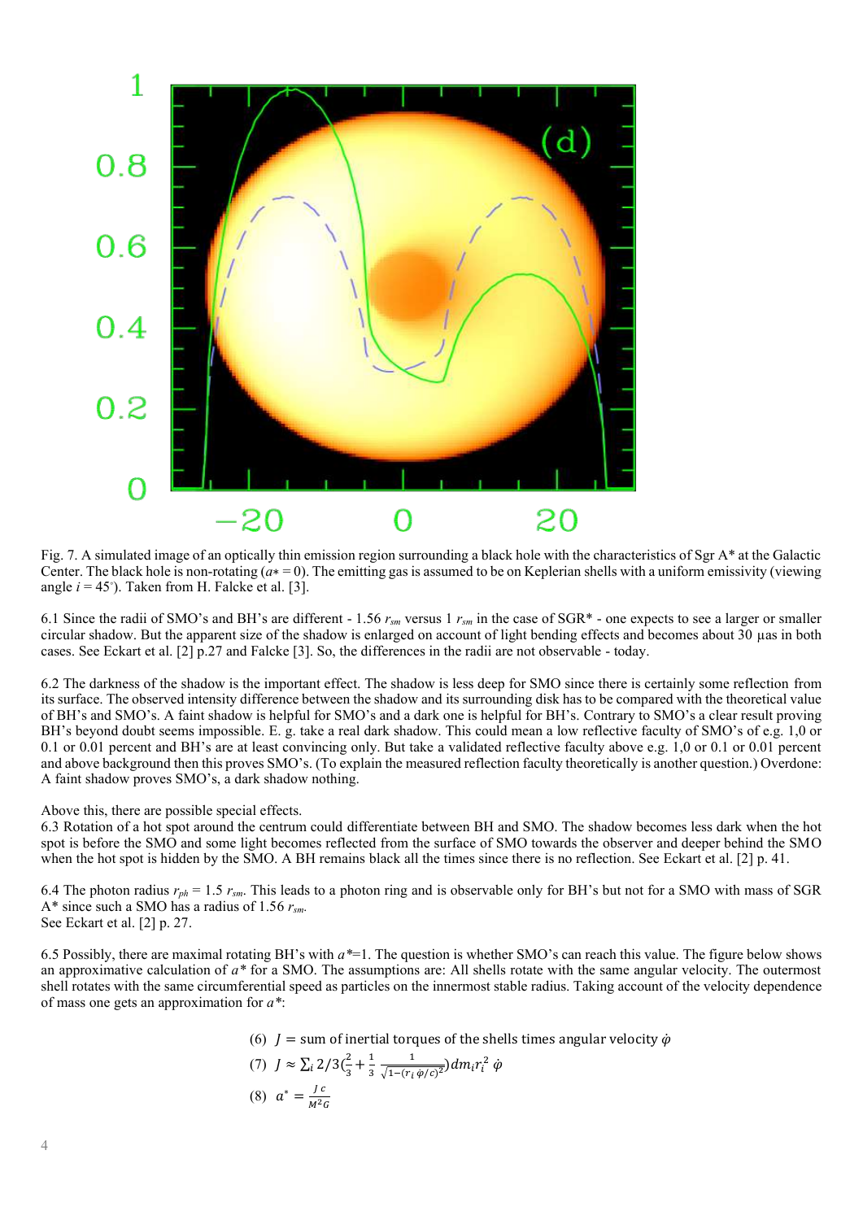Fig. 7. A simulated image of an optically thin emission region surrounding a black hole with the characteristics of Sgr A* at the Galactic Center. The black hole is non-rotating ($a* = 0$). The emitting gas is assumed to be on Keplerian shells with a uniform emissivity (viewing angle $i = 45^{\circ}$). Taken from H. Falcke et al. [3].

6.1 Since the radii of SMO's and BH's are different - 1.56 $r_{sm}$ versus 1 $r_{sm}$ in the case of SGR* - one expects to see a larger or smaller circular shadow. But the apparent size of the shadow is enlarged on account of light bending effects and becomes about 30 µas in both cases. See Eckart et al. [2] p.27 and Falcke [3]. So, the differences in the radii are not observable - today.

6.2 The darkness of the shadow is the important effect. The shadow is less deep for SMO since there is certainly some reflection from its surface. The observed intensity difference between the shadow and its surrounding disk has to be compared with the theoretical value of BH's and SMO's. A faint shadow is helpful for SMO's and a dark one is helpful for BH's. Contrary to SMO's a clear result proving BH's beyond doubt seems impossible. E. g. take a real dark shadow. This could mean a low reflective faculty of SMO's of e.g. 1,0 or 0.1 or 0.01 percent and BH's are at least convincing only. But take a validated reflective faculty above e.g. 1,0 or 0.1 or 0.01 percent and above background then this proves SMO's. (To explain the measured reflection faculty theoretically is another question.) Overdone: A faint shadow proves SMO's, a dark shadow nothing.

Above this, there are possible special effects.

6.3 Rotation of a hot spot around the centrum could differentiate between BH and SMO. The shadow becomes less dark when the hot spot is before the SMO and some light becomes reflected from the surface of SMO towards the observer and deeper behind the SMO when the hot spot is hidden by the SMO. A BH remains black all the times since there is no reflection. See Eckart et al. [2] p. 41.

6.4 The photon radius $r_{ph} = 1.5\ r_{sm}$. This leads to a photon ring and is observable only for BH's but not for a SMO with mass of SGR A* since such a SMO has a radius of 1.56 $r_{sm}$.
See Eckart et al. [2] p. 27.

6.5 Possibly, there are maximal rotating BH's with $a^*$=1. The question is whether SMO's can reach this value. The figure below shows an approximative calculation of $a^*$ for a SMO. The assumptions are: All shells rotate with the same angular velocity. The outermost shell rotates with the same circumferential speed as particles on the innermost stable radius. Taking account of the velocity dependence of mass one gets an approximation for $a^*$:

$$\text{(6)}\quad J = \text{sum of inertial torques of the shells times angular velocity } \dot{\varphi}$$

$$\text{(7)}\quad J \approx \sum_i 2/3\left(\frac{2}{3} + \frac{1}{3}\,\frac{1}{\sqrt{1-(r_i\,\dot{\varphi}/c)^2}}\right) dm_i r_i^2\,\dot{\varphi}$$

$$\text{(8)}\quad a^* = \frac{J\,c}{M^2 G}$$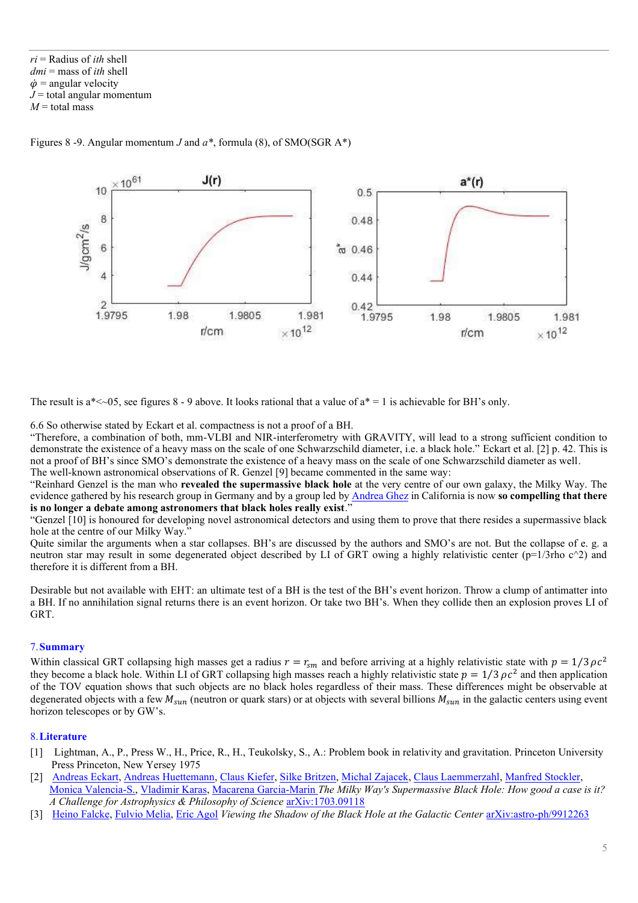$ri$ = Radius of $ith$ shell
$dmi$ = mass of $ith$ shell
$\dot{\varphi}$ = angular velocity
$J$ = total angular momentum
$M$ = total mass

Figures 8 -9. Angular momentum $J$ and $a^*$, formula (8), of SMO(SGR A*)

The result is a*<~05, see figures 8 - 9 above. It looks rational that a value of a* = 1 is achievable for BH's only.

6.6 So otherwise stated by Eckart et al. compactness is not a proof of a BH.

"Therefore, a combination of both, mm-VLBI and NIR-interferometry with GRAVITY, will lead to a strong sufficient condition to demonstrate the existence of a heavy mass on the scale of one Schwarzschild diameter, i.e. a black hole." Eckart et al. [2] p. 42. This is not a proof of BH's since SMO's demonstrate the existence of a heavy mass on the scale of one Schwarzschild diameter as well.

The well-known astronomical observations of R. Genzel [9] became commented in the same way:

"Reinhard Genzel is the man who **revealed the supermassive black hole** at the very centre of our own galaxy, the Milky Way. The evidence gathered by his research group in Germany and by a group led by Andrea Ghez in California is now **so compelling that there is no longer a debate among astronomers that black holes really exist**."

"Genzel [10] is honoured for developing novel astronomical detectors and using them to prove that there resides a supermassive black hole at the centre of our Milky Way."

Quite similar the arguments when a star collapses. BH's are discussed by the authors and SMO's are not. But the collapse of e. g. a neutron star may result in some degenerated object described by LI of GRT owing a highly relativistic center (p=1/3rho c^2) and therefore it is different from a BH.

Desirable but not available with EHT: an ultimate test of a BH is the test of the BH's event horizon. Throw a clump of antimatter into a BH. If no annihilation signal returns there is an event horizon. Or take two BH's. When they collide then an explosion proves LI of GRT.

## 7. Summary

Within classical GRT collapsing high masses get a radius $r = r_{sm}$ and before arriving at a highly relativistic state with $p = 1/3\,\rho c^2$ they become a black hole. Within LI of GRT collapsing high masses reach a highly relativistic state $p = 1/3\,\rho c^2$ and then application of the TOV equation shows that such objects are no black holes regardless of their mass. These differences might be observable at degenerated objects with a few $M_{sun}$ (neutron or quark stars) or at objects with several billions $M_{sun}$ in the galactic centers using event horizon telescopes or by GW's.

## 8. Literature

[1] Lightman, A., P., Press W., H., Price, R., H., Teukolsky, S., A.: Problem book in relativity and gravitation. Princeton University Press Princeton, New Yersey 1975

[2] Andreas Eckart, Andreas Huettemann, Claus Kiefer, Silke Britzen, Michal Zajacek, Claus Laemmerzahl, Manfred Stockler, Monica Valencia-S., Vladimir Karas, Macarena Garcia-Marin *The Milky Way's Supermassive Black Hole: How good a case is it? A Challenge for Astrophysics & Philosophy of Science* arXiv:1703.09118

[3] Heino Falcke, Fulvio Melia, Eric Agol *Viewing the Shadow of the Black Hole at the Galactic Center* arXiv:astro-ph/9912263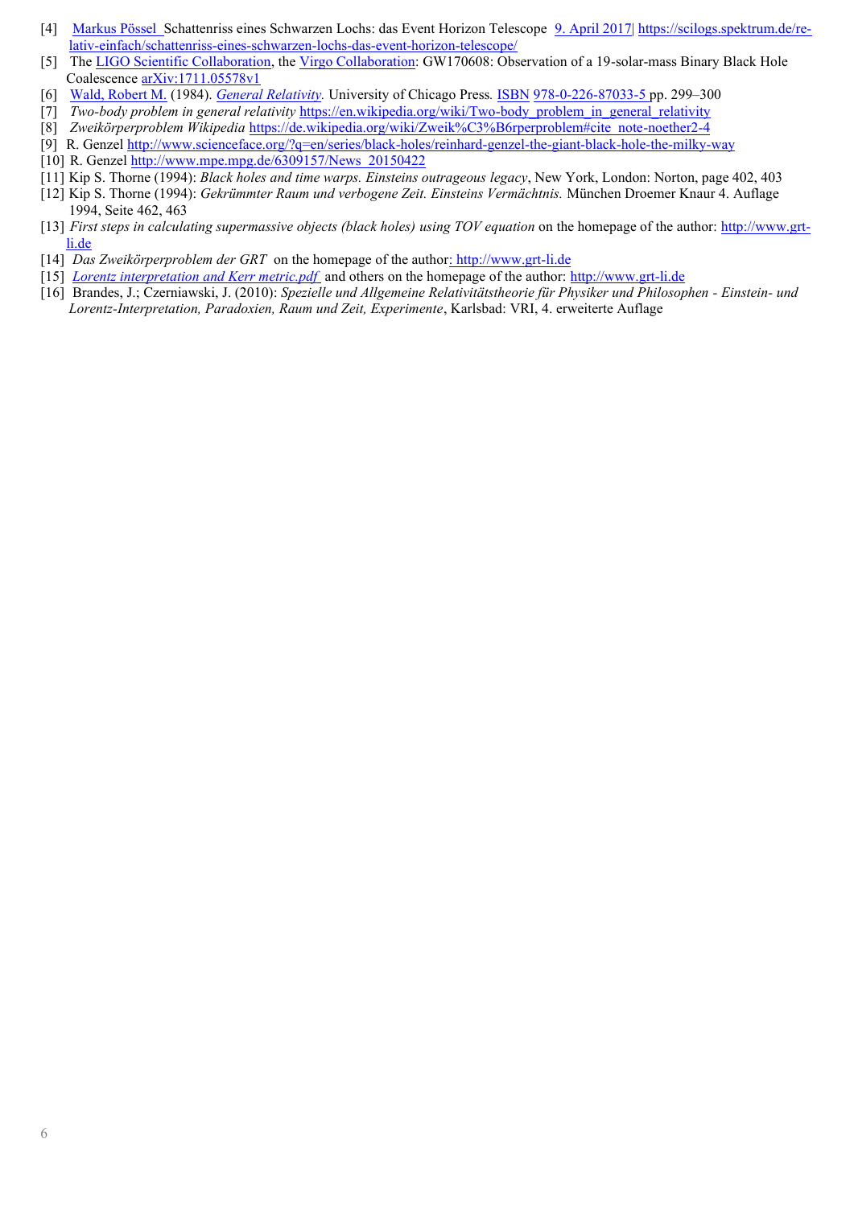[4] Markus Pössel Schattenriss eines Schwarzen Lochs: das Event Horizon Telescope 9. April 2017| https://scilogs.spektrum.de/relativ-einfach/schattenriss-eines-schwarzen-lochs-das-event-horizon-telescope/

[5] The LIGO Scientific Collaboration, the Virgo Collaboration: GW170608: Observation of a 19-solar-mass Binary Black Hole Coalescence arXiv:1711.05578v1

[6] Wald, Robert M. (1984). *General Relativity*. University of Chicago Press. ISBN 978-0-226-87033-5 pp. 299–300

[7] *Two-body problem in general relativity* https://en.wikipedia.org/wiki/Two-body_problem_in_general_relativity

[8] *Zweikörperproblem Wikipedia* https://de.wikipedia.org/wiki/Zweik%C3%B6rperproblem#cite_note-noether2-4

[9] R. Genzel http://www.scienceface.org/?q=en/series/black-holes/reinhard-genzel-the-giant-black-hole-the-milky-way

[10] R. Genzel http://www.mpe.mpg.de/6309157/News_20150422

[11] Kip S. Thorne (1994): *Black holes and time warps. Einsteins outrageous legacy*, New York, London: Norton, page 402, 403

[12] Kip S. Thorne (1994): *Gekrümmter Raum und verbogene Zeit. Einsteins Vermächtnis.* München Droemer Knaur 4. Auflage 1994, Seite 462, 463

[13] *First steps in calculating supermassive objects (black holes) using TOV equation* on the homepage of the author: http://www.grt-li.de

[14] *Das Zweikörperproblem der GRT* on the homepage of the author: http://www.grt-li.de

[15] *Lorentz interpretation and Kerr metric.pdf* and others on the homepage of the author: http://www.grt-li.de

[16] Brandes, J.; Czerniawski, J. (2010): *Spezielle und Allgemeine Relativitätstheorie für Physiker und Philosophen - Einstein- und Lorentz-Interpretation, Paradoxien, Raum und Zeit, Experimente*, Karlsbad: VRI, 4. erweiterte Auflage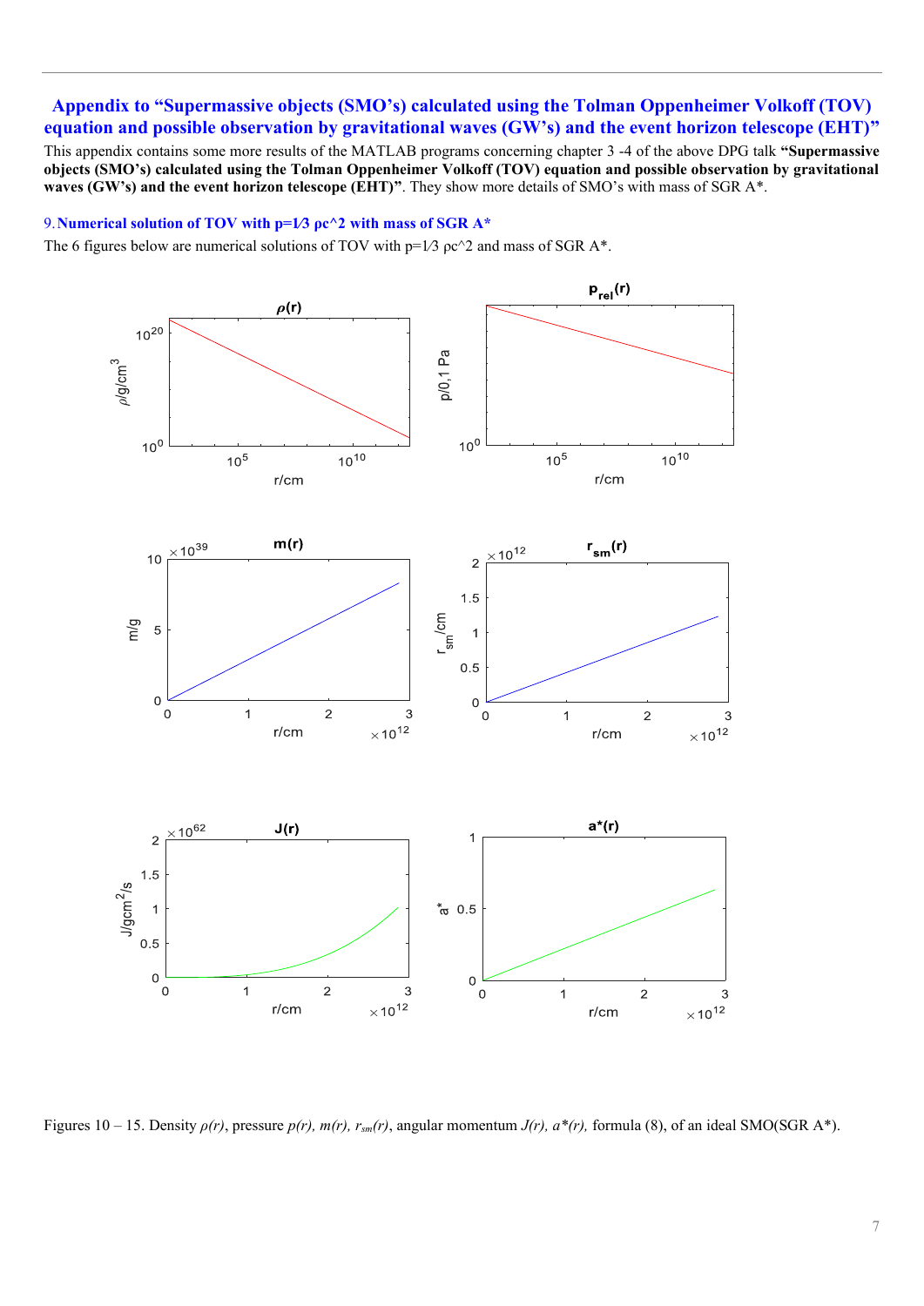# Appendix to "Supermassive objects (SMO's) calculated using the Tolman Oppenheimer Volkoff (TOV) equation and possible observation by gravitational waves (GW's) and the event horizon telescope (EHT)"

This appendix contains some more results of the MATLAB programs concerning chapter 3 -4 of the above DPG talk **"Supermassive objects (SMO's) calculated using the Tolman Oppenheimer Volkoff (TOV) equation and possible observation by gravitational waves (GW's) and the event horizon telescope (EHT)"**. They show more details of SMO's with mass of SGR A*.

## 9. Numerical solution of TOV with p=1⁄3 ρc^2 with mass of SGR A*

The 6 figures below are numerical solutions of TOV with p=1⁄3 ρc^2 and mass of SGR A*.

Figures 10 – 15. Density *ρ(r)*, pressure *p(r), m(r),* $r_{sm}(r)$, angular momentum *J(r), a\*(r),* formula (8), of an ideal SMO(SGR A*).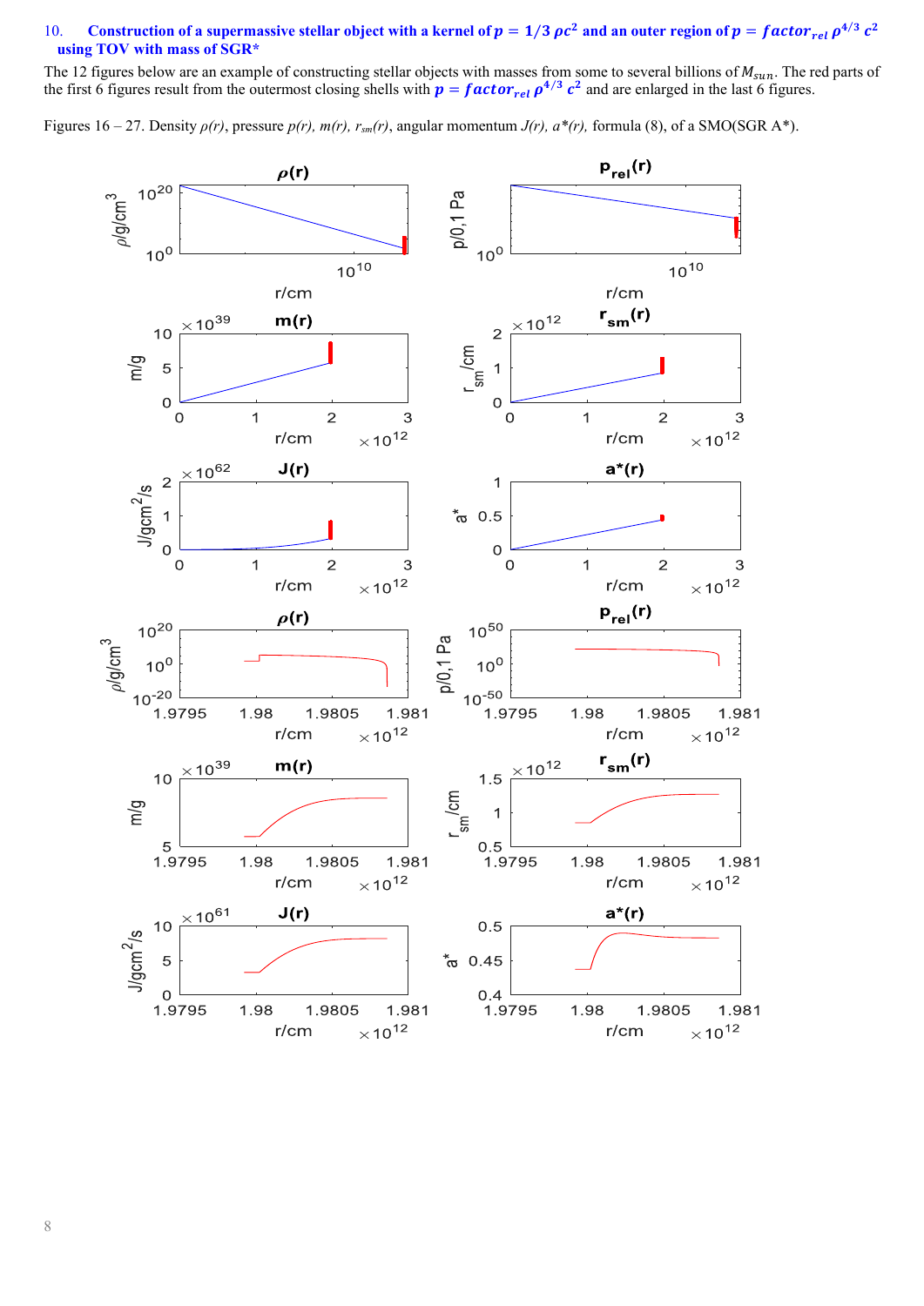## 10. Construction of a supermassive stellar object with a kernel of $p = 1/3\, \rho c^2$ and an outer region of $p = factor_{rel}\, \rho^{4/3}\, c^2$ using TOV with mass of SGR*

The 12 figures below are an example of constructing stellar objects with masses from some to several billions of $M_{sun}$. The red parts of the first 6 figures result from the outermost closing shells with $p = factor_{rel}\, \rho^{4/3}\, c^2$ and are enlarged in the last 6 figures.

Figures 16 – 27. Density $\rho(r)$, pressure $p(r)$, $m(r)$, $r_{sm}(r)$, angular momentum $J(r)$, $a^*(r)$, formula (8), of a SMO(SGR A*).

ρ(r)
ρ/g/cm^3
10^20
10^0
10^10
r/cm

p_rel(r)
p/0,1 Pa
10^0
10^10
r/cm

m(r)
m/g
×10^39
10
5
0
0 1 2 3
r/cm ×10^12

r_sm(r)
r_sm/cm
×10^12
2
1
0
0 1 2 3
r/cm ×10^12

J(r)
J/gcm^2/s
×10^62
2
1
0
0 1 2 3
r/cm ×10^12

a*(r)
a*
1
0.5
0
0 1 2 3
r/cm ×10^12

ρ(r)
ρ/g/cm^3
10^20
10^0
10^-20
1.9795 1.98 1.9805 1.981
r/cm ×10^12

p_rel(r)
p/0,1 Pa
10^50
10^0
10^-50
1.9795 1.98 1.9805 1.981
r/cm ×10^12

m(r)
m/g
×10^39
10
5
1.9795 1.98 1.9805 1.981
r/cm ×10^12

r_sm(r)
r_sm/cm
×10^12
1.5
1
0.5
1.9795 1.98 1.9805 1.981
r/cm ×10^12

J(r)
J/gcm^2/s
×10^61
10
5
0
1.9795 1.98 1.9805 1.981
r/cm ×10^12

a*(r)
a*
0.5
0.45
0.4
1.9795 1.98 1.9805 1.981
r/cm ×10^12